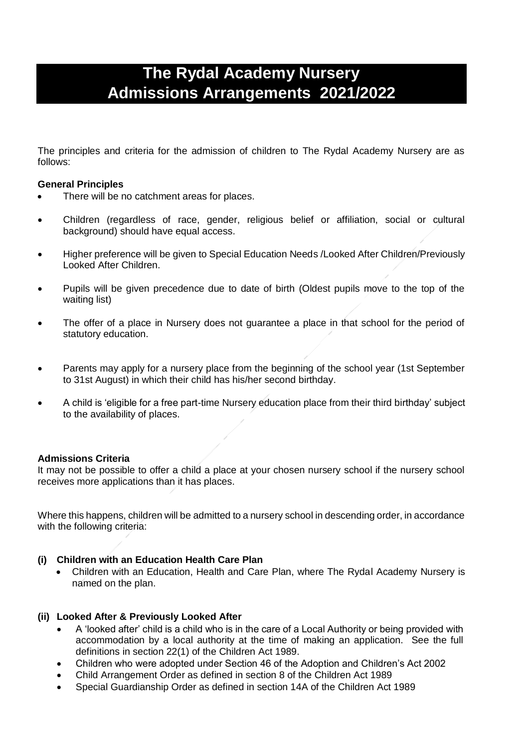# The Rydal Academy Nursery
# Admissions Arrangements 2021/2022

The principles and criteria for the admission of children to The Rydal Academy Nursery are as follows:

**General Principles**

- There will be no catchment areas for places.
- Children (regardless of race, gender, religious belief or affiliation, social or cultural background) should have equal access.
- Higher preference will be given to Special Education Needs /Looked After Children/Previously Looked After Children.
- Pupils will be given precedence due to date of birth (Oldest pupils move to the top of the waiting list)
- The offer of a place in Nursery does not guarantee a place in that school for the period of statutory education.
- Parents may apply for a nursery place from the beginning of the school year (1st September to 31st August) in which their child has his/her second birthday.
- A child is 'eligible for a free part-time Nursery education place from their third birthday' subject to the availability of places.

**Admissions Criteria**

It may not be possible to offer a child a place at your chosen nursery school if the nursery school receives more applications than it has places.

Where this happens, children will be admitted to a nursery school in descending order, in accordance with the following criteria:

**(i) Children with an Education Health Care Plan**

- Children with an Education, Health and Care Plan, where The Rydal Academy Nursery is named on the plan.

**(ii) Looked After & Previously Looked After**

- A 'looked after' child is a child who is in the care of a Local Authority or being provided with accommodation by a local authority at the time of making an application. See the full definitions in section 22(1) of the Children Act 1989.
- Children who were adopted under Section 46 of the Adoption and Children's Act 2002
- Child Arrangement Order as defined in section 8 of the Children Act 1989
- Special Guardianship Order as defined in section 14A of the Children Act 1989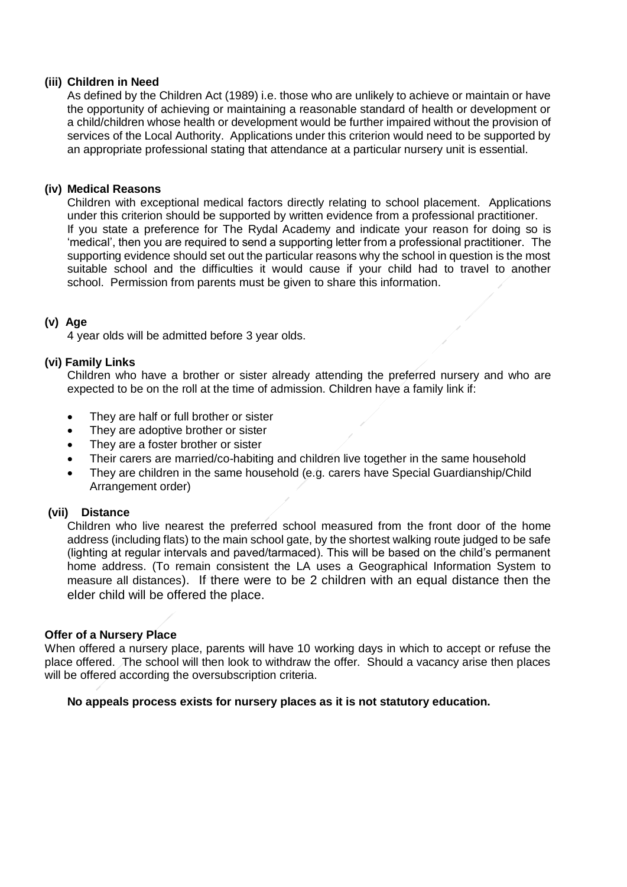**(iii) Children in Need**

As defined by the Children Act (1989) i.e. those who are unlikely to achieve or maintain or have the opportunity of achieving or maintaining a reasonable standard of health or development or a child/children whose health or development would be further impaired without the provision of services of the Local Authority. Applications under this criterion would need to be supported by an appropriate professional stating that attendance at a particular nursery unit is essential.

**(iv) Medical Reasons**

Children with exceptional medical factors directly relating to school placement. Applications under this criterion should be supported by written evidence from a professional practitioner. If you state a preference for The Rydal Academy and indicate your reason for doing so is 'medical', then you are required to send a supporting letter from a professional practitioner. The supporting evidence should set out the particular reasons why the school in question is the most suitable school and the difficulties it would cause if your child had to travel to another school. Permission from parents must be given to share this information.

**(v) Age**

4 year olds will be admitted before 3 year olds.

**(vi) Family Links**

Children who have a brother or sister already attending the preferred nursery and who are expected to be on the roll at the time of admission. Children have a family link if:

- They are half or full brother or sister
- They are adoptive brother or sister
- They are a foster brother or sister
- Their carers are married/co-habiting and children live together in the same household
- They are children in the same household (e.g. carers have Special Guardianship/Child Arrangement order)

**(vii) Distance**

Children who live nearest the preferred school measured from the front door of the home address (including flats) to the main school gate, by the shortest walking route judged to be safe (lighting at regular intervals and paved/tarmaced). This will be based on the child's permanent home address. (To remain consistent the LA uses a Geographical Information System to measure all distances). If there were to be 2 children with an equal distance then the elder child will be offered the place.

**Offer of a Nursery Place**

When offered a nursery place, parents will have 10 working days in which to accept or refuse the place offered. The school will then look to withdraw the offer. Should a vacancy arise then places will be offered according the oversubscription criteria.

**No appeals process exists for nursery places as it is not statutory education.**